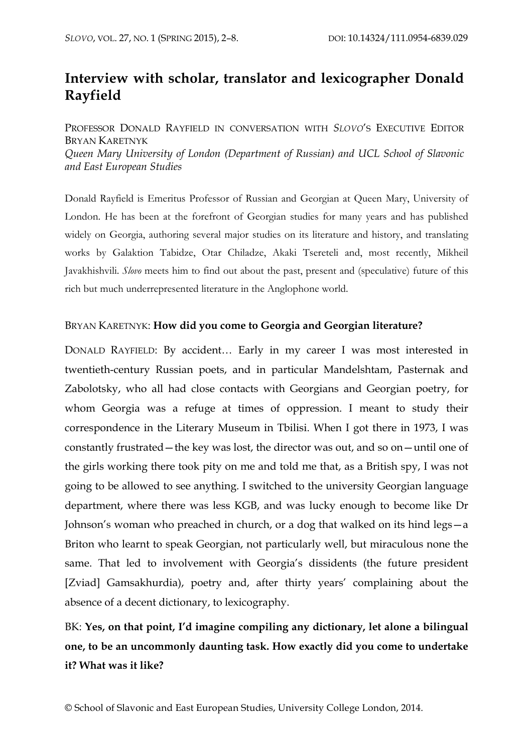# Interview with scholar, translator and lexicographer Donald Rayfield

PROFESSOR DONALD RAYFIELD IN CONVERSATION WITH *SLOVO*'S EXECUTIVE EDITOR BRYAN KARETNYK

*Queen Mary University of London (Department of Russian) and UCL School of Slavonic and East European Studies*

Donald Rayfield is Emeritus Professor of Russian and Georgian at Queen Mary, University of London. He has been at the forefront of Georgian studies for many years and has published widely on Georgia, authoring several major studies on its literature and history, and translating works by Galaktion Tabidze, Otar Chiladze, Akaki Tsereteli and, most recently, Mikheil Javakhishvili. *Slovo* meets him to find out about the past, present and (speculative) future of this rich but much underrepresented literature in the Anglophone world.

BRYAN KARETNYK: **How did you come to Georgia and Georgian literature?**

DONALD RAYFIELD: By accident… Early in my career I was most interested in twentieth-century Russian poets, and in particular Mandelshtam, Pasternak and Zabolotsky, who all had close contacts with Georgians and Georgian poetry, for whom Georgia was a refuge at times of oppression. I meant to study their correspondence in the Literary Museum in Tbilisi. When I got there in 1973, I was constantly frustrated—the key was lost, the director was out, and so on—until one of the girls working there took pity on me and told me that, as a British spy, I was not going to be allowed to see anything. I switched to the university Georgian language department, where there was less KGB, and was lucky enough to become like Dr Johnson's woman who preached in church, or a dog that walked on its hind legs—a Briton who learnt to speak Georgian, not particularly well, but miraculous none the same. That led to involvement with Georgia's dissidents (the future president [Zviad] Gamsakhurdia), poetry and, after thirty years' complaining about the absence of a decent dictionary, to lexicography.

BK: **Yes, on that point, I'd imagine compiling any dictionary, let alone a bilingual one, to be an uncommonly daunting task. How exactly did you come to undertake it? What was it like?**

© School of Slavonic and East European Studies, University College London, 2014.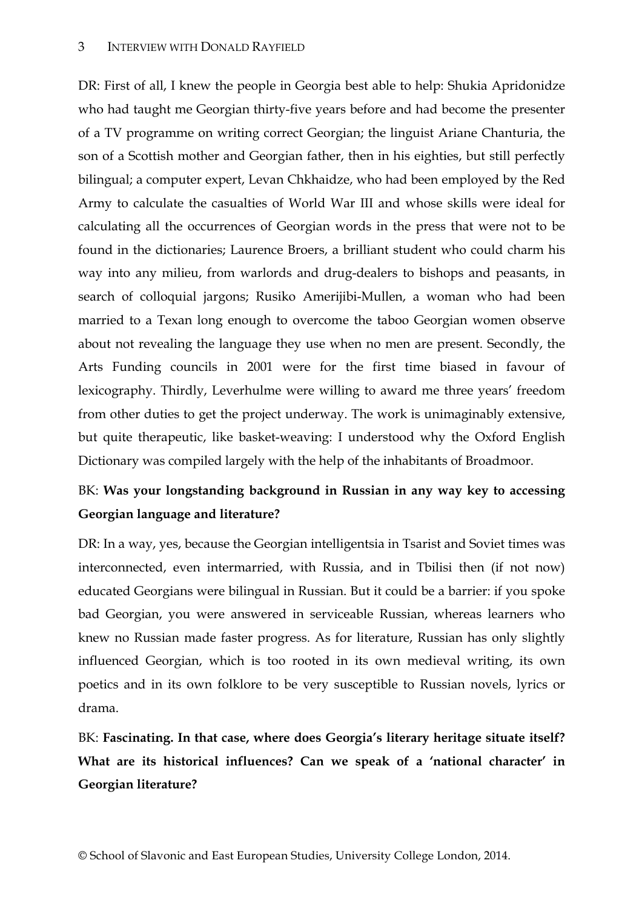DR: First of all, I knew the people in Georgia best able to help: Shukia Apridonidze who had taught me Georgian thirty-five years before and had become the presenter of a TV programme on writing correct Georgian; the linguist Ariane Chanturia, the son of a Scottish mother and Georgian father, then in his eighties, but still perfectly bilingual; a computer expert, Levan Chkhaidze, who had been employed by the Red Army to calculate the casualties of World War III and whose skills were ideal for calculating all the occurrences of Georgian words in the press that were not to be found in the dictionaries; Laurence Broers, a brilliant student who could charm his way into any milieu, from warlords and drug-dealers to bishops and peasants, in search of colloquial jargons; Rusiko Amerijibi-Mullen, a woman who had been married to a Texan long enough to overcome the taboo Georgian women observe about not revealing the language they use when no men are present. Secondly, the Arts Funding councils in 2001 were for the first time biased in favour of lexicography. Thirdly, Leverhulme were willing to award me three years' freedom from other duties to get the project underway. The work is unimaginably extensive, but quite therapeutic, like basket-weaving: I understood why the Oxford English Dictionary was compiled largely with the help of the inhabitants of Broadmoor.

BK: **Was your longstanding background in Russian in any way key to accessing Georgian language and literature?**

DR: In a way, yes, because the Georgian intelligentsia in Tsarist and Soviet times was interconnected, even intermarried, with Russia, and in Tbilisi then (if not now) educated Georgians were bilingual in Russian. But it could be a barrier: if you spoke bad Georgian, you were answered in serviceable Russian, whereas learners who knew no Russian made faster progress. As for literature, Russian has only slightly influenced Georgian, which is too rooted in its own medieval writing, its own poetics and in its own folklore to be very susceptible to Russian novels, lyrics or drama.

BK: **Fascinating. In that case, where does Georgia's literary heritage situate itself? What are its historical influences? Can we speak of a 'national character' in Georgian literature?**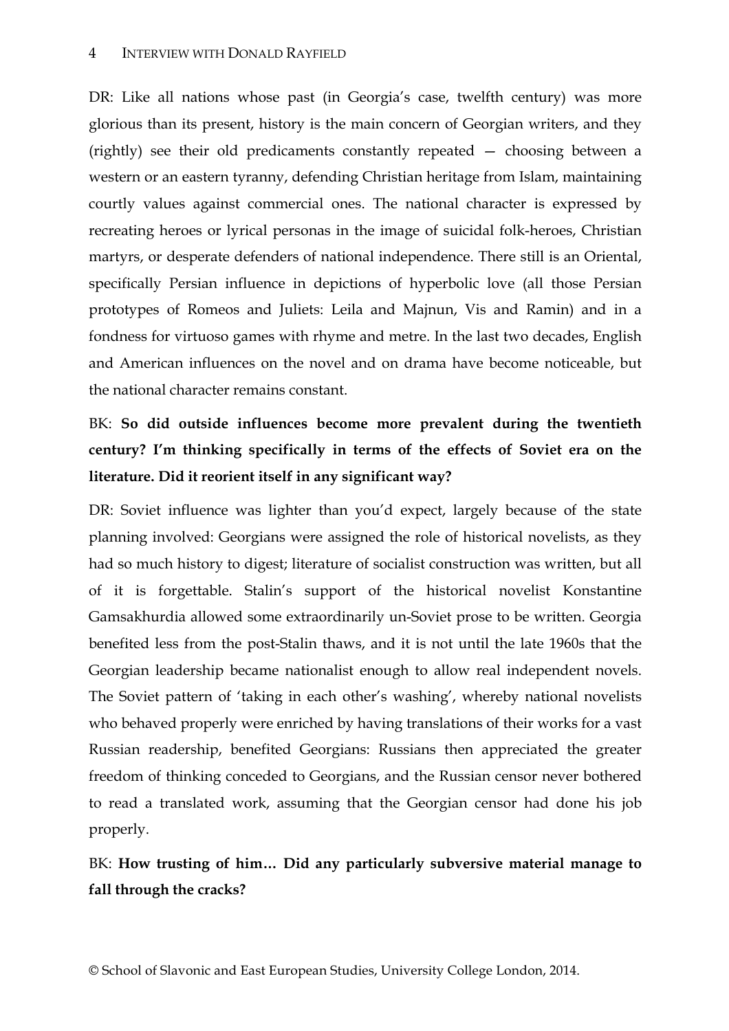DR: Like all nations whose past (in Georgia's case, twelfth century) was more glorious than its present, history is the main concern of Georgian writers, and they (rightly) see their old predicaments constantly repeated — choosing between a western or an eastern tyranny, defending Christian heritage from Islam, maintaining courtly values against commercial ones. The national character is expressed by recreating heroes or lyrical personas in the image of suicidal folk-heroes, Christian martyrs, or desperate defenders of national independence. There still is an Oriental, specifically Persian influence in depictions of hyperbolic love (all those Persian prototypes of Romeos and Juliets: Leila and Majnun, Vis and Ramin) and in a fondness for virtuoso games with rhyme and metre. In the last two decades, English and American influences on the novel and on drama have become noticeable, but the national character remains constant.

BK: **So did outside influences become more prevalent during the twentieth century? I'm thinking specifically in terms of the effects of Soviet era on the literature. Did it reorient itself in any significant way?**

DR: Soviet influence was lighter than you'd expect, largely because of the state planning involved: Georgians were assigned the role of historical novelists, as they had so much history to digest; literature of socialist construction was written, but all of it is forgettable. Stalin's support of the historical novelist Konstantine Gamsakhurdia allowed some extraordinarily un-Soviet prose to be written. Georgia benefited less from the post-Stalin thaws, and it is not until the late 1960s that the Georgian leadership became nationalist enough to allow real independent novels. The Soviet pattern of 'taking in each other's washing', whereby national novelists who behaved properly were enriched by having translations of their works for a vast Russian readership, benefited Georgians: Russians then appreciated the greater freedom of thinking conceded to Georgians, and the Russian censor never bothered to read a translated work, assuming that the Georgian censor had done his job properly.

BK: **How trusting of him… Did any particularly subversive material manage to fall through the cracks?**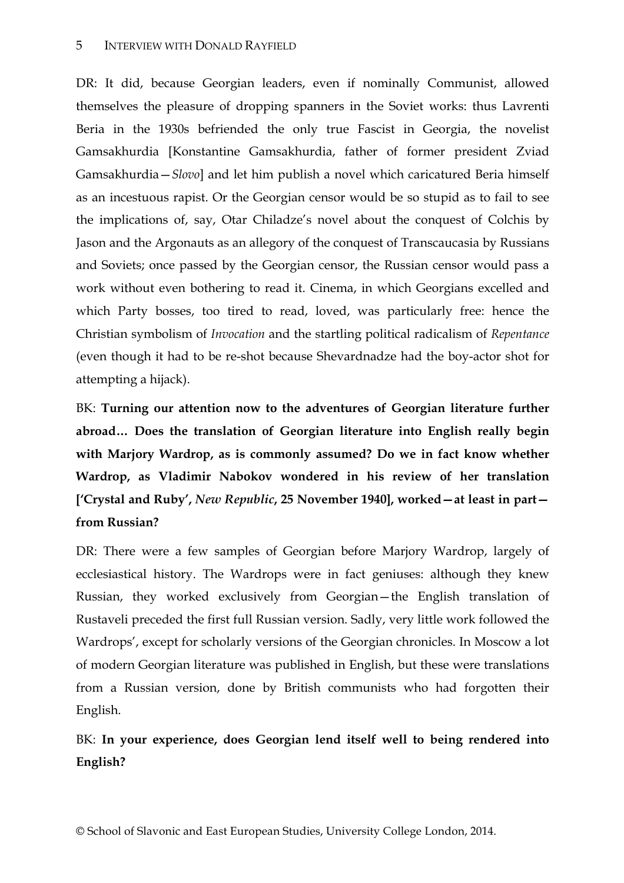DR: It did, because Georgian leaders, even if nominally Communist, allowed themselves the pleasure of dropping spanners in the Soviet works: thus Lavrenti Beria in the 1930s befriended the only true Fascist in Georgia, the novelist Gamsakhurdia [Konstantine Gamsakhurdia, father of former president Zviad Gamsakhurdia—*Slovo*] and let him publish a novel which caricatured Beria himself as an incestuous rapist. Or the Georgian censor would be so stupid as to fail to see the implications of, say, Otar Chiladze's novel about the conquest of Colchis by Jason and the Argonauts as an allegory of the conquest of Transcaucasia by Russians and Soviets; once passed by the Georgian censor, the Russian censor would pass a work without even bothering to read it. Cinema, in which Georgians excelled and which Party bosses, too tired to read, loved, was particularly free: hence the Christian symbolism of *Invocation* and the startling political radicalism of *Repentance* (even though it had to be re-shot because Shevardnadze had the boy-actor shot for attempting a hijack).

BK: **Turning our attention now to the adventures of Georgian literature further abroad… Does the translation of Georgian literature into English really begin with Marjory Wardrop, as is commonly assumed? Do we in fact know whether Wardrop, as Vladimir Nabokov wondered in his review of her translation ['Crystal and Ruby', *New Republic*, 25 November 1940], worked—at least in part—from Russian?**

DR: There were a few samples of Georgian before Marjory Wardrop, largely of ecclesiastical history. The Wardrops were in fact geniuses: although they knew Russian, they worked exclusively from Georgian—the English translation of Rustaveli preceded the first full Russian version. Sadly, very little work followed the Wardrops', except for scholarly versions of the Georgian chronicles. In Moscow a lot of modern Georgian literature was published in English, but these were translations from a Russian version, done by British communists who had forgotten their English.

BK: **In your experience, does Georgian lend itself well to being rendered into English?**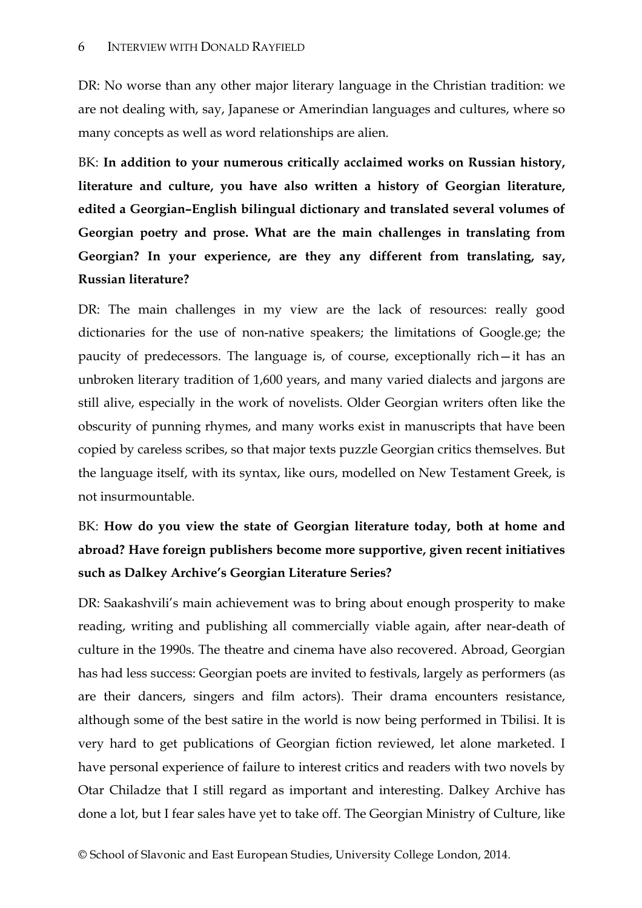DR: No worse than any other major literary language in the Christian tradition: we are not dealing with, say, Japanese or Amerindian languages and cultures, where so many concepts as well as word relationships are alien.

BK: **In addition to your numerous critically acclaimed works on Russian history, literature and culture, you have also written a history of Georgian literature, edited a Georgian–English bilingual dictionary and translated several volumes of Georgian poetry and prose. What are the main challenges in translating from Georgian? In your experience, are they any different from translating, say, Russian literature?**

DR: The main challenges in my view are the lack of resources: really good dictionaries for the use of non-native speakers; the limitations of Google.ge; the paucity of predecessors. The language is, of course, exceptionally rich—it has an unbroken literary tradition of 1,600 years, and many varied dialects and jargons are still alive, especially in the work of novelists. Older Georgian writers often like the obscurity of punning rhymes, and many works exist in manuscripts that have been copied by careless scribes, so that major texts puzzle Georgian critics themselves. But the language itself, with its syntax, like ours, modelled on New Testament Greek, is not insurmountable.

BK: **How do you view the state of Georgian literature today, both at home and abroad? Have foreign publishers become more supportive, given recent initiatives such as Dalkey Archive's Georgian Literature Series?**

DR: Saakashvili's main achievement was to bring about enough prosperity to make reading, writing and publishing all commercially viable again, after near-death of culture in the 1990s. The theatre and cinema have also recovered. Abroad, Georgian has had less success: Georgian poets are invited to festivals, largely as performers (as are their dancers, singers and film actors). Their drama encounters resistance, although some of the best satire in the world is now being performed in Tbilisi. It is very hard to get publications of Georgian fiction reviewed, let alone marketed. I have personal experience of failure to interest critics and readers with two novels by Otar Chiladze that I still regard as important and interesting. Dalkey Archive has done a lot, but I fear sales have yet to take off. The Georgian Ministry of Culture, like

© School of Slavonic and East European Studies, University College London, 2014.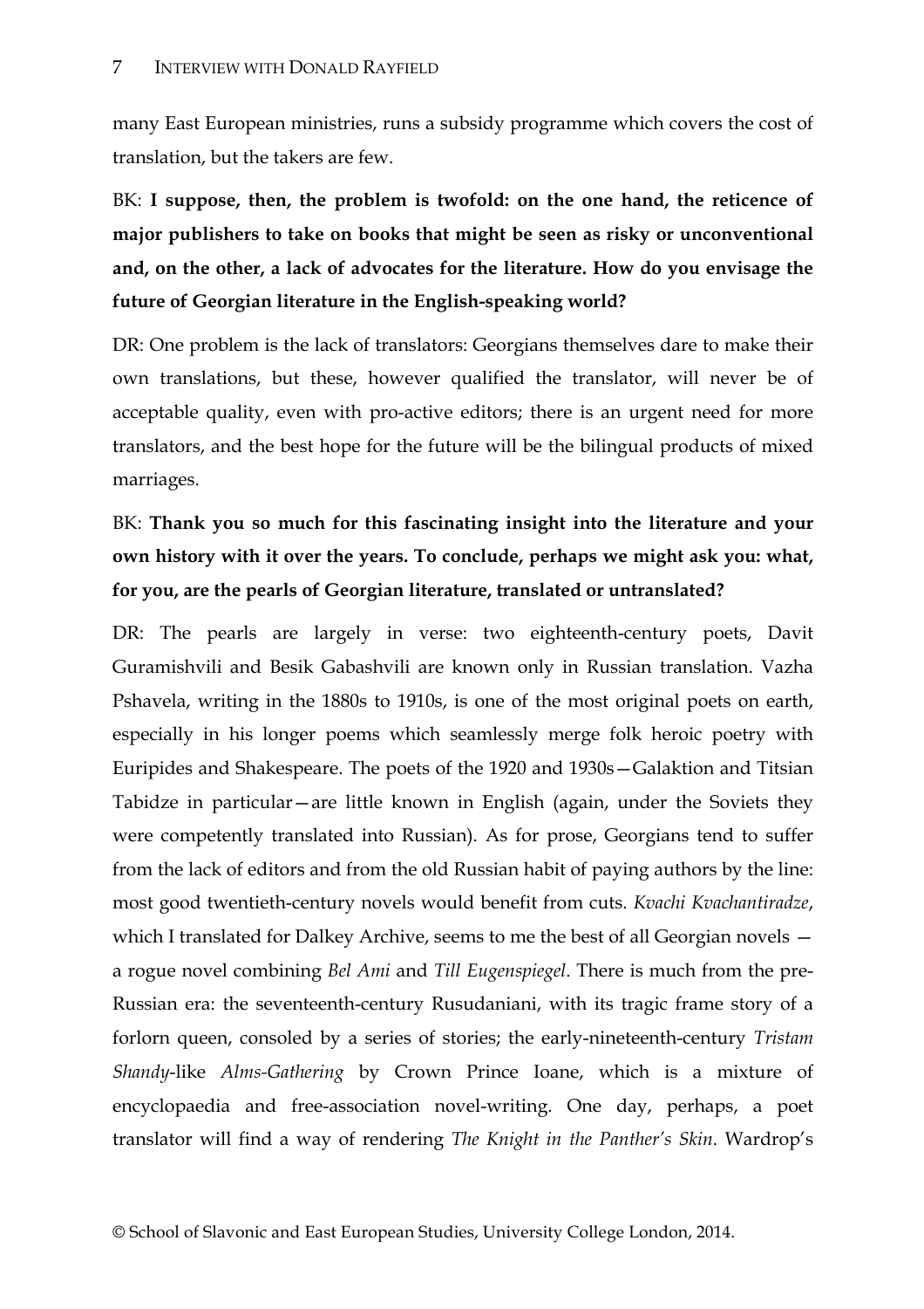many East European ministries, runs a subsidy programme which covers the cost of translation, but the takers are few.

BK: **I suppose, then, the problem is twofold: on the one hand, the reticence of major publishers to take on books that might be seen as risky or unconventional and, on the other, a lack of advocates for the literature. How do you envisage the future of Georgian literature in the English-speaking world?**

DR: One problem is the lack of translators: Georgians themselves dare to make their own translations, but these, however qualified the translator, will never be of acceptable quality, even with pro-active editors; there is an urgent need for more translators, and the best hope for the future will be the bilingual products of mixed marriages.

BK: **Thank you so much for this fascinating insight into the literature and your own history with it over the years. To conclude, perhaps we might ask you: what, for you, are the pearls of Georgian literature, translated or untranslated?**

DR: The pearls are largely in verse: two eighteenth-century poets, Davit Guramishvili and Besik Gabashvili are known only in Russian translation. Vazha Pshavela, writing in the 1880s to 1910s, is one of the most original poets on earth, especially in his longer poems which seamlessly merge folk heroic poetry with Euripides and Shakespeare. The poets of the 1920 and 1930s—Galaktion and Titsian Tabidze in particular—are little known in English (again, under the Soviets they were competently translated into Russian). As for prose, Georgians tend to suffer from the lack of editors and from the old Russian habit of paying authors by the line: most good twentieth-century novels would benefit from cuts. *Kvachi Kvachantiradze*, which I translated for Dalkey Archive, seems to me the best of all Georgian novels — a rogue novel combining *Bel Ami* and *Till Eugenspiegel*. There is much from the pre-Russian era: the seventeenth-century Rusudaniani, with its tragic frame story of a forlorn queen, consoled by a series of stories; the early-nineteenth-century *Tristam Shandy*-like *Alms-Gathering* by Crown Prince Ioane, which is a mixture of encyclopaedia and free-association novel-writing. One day, perhaps, a poet translator will find a way of rendering *The Knight in the Panther's Skin*. Wardrop's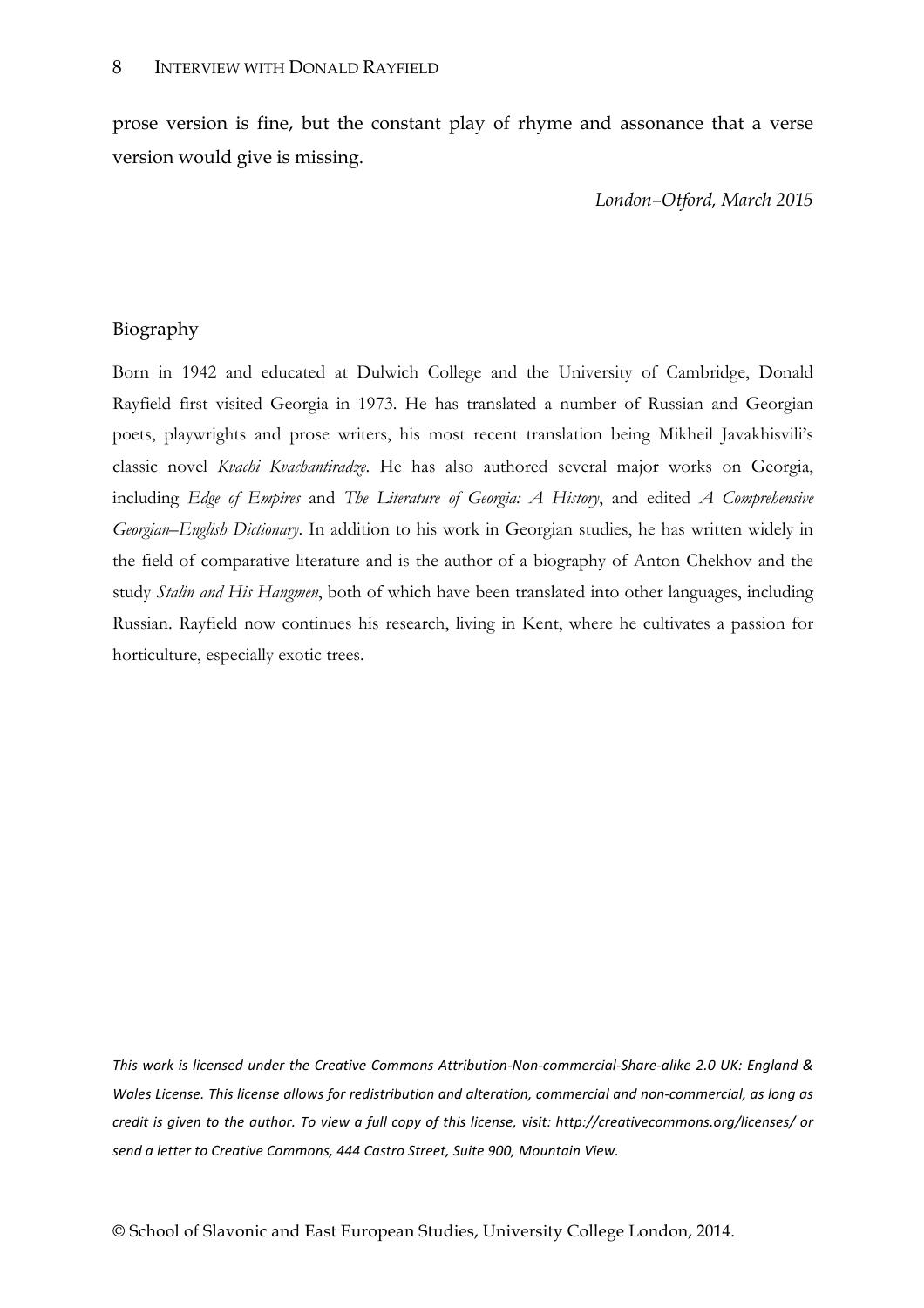prose version is fine, but the constant play of rhyme and assonance that a verse version would give is missing.

*London–Otford, March 2015*

## Biography

Born in 1942 and educated at Dulwich College and the University of Cambridge, Donald Rayfield first visited Georgia in 1973. He has translated a number of Russian and Georgian poets, playwrights and prose writers, his most recent translation being Mikheil Javakhisvili's classic novel *Kvachi Kvachantiradze*. He has also authored several major works on Georgia, including *Edge of Empires* and *The Literature of Georgia: A History*, and edited *A Comprehensive Georgian–English Dictionary*. In addition to his work in Georgian studies, he has written widely in the field of comparative literature and is the author of a biography of Anton Chekhov and the study *Stalin and His Hangmen*, both of which have been translated into other languages, including Russian. Rayfield now continues his research, living in Kent, where he cultivates a passion for horticulture, especially exotic trees.

*This work is licensed under the Creative Commons Attribution-Non-commercial-Share-alike 2.0 UK: England & Wales License. This license allows for redistribution and alteration, commercial and non-commercial, as long as credit is given to the author. To view a full copy of this license, visit: http://creativecommons.org/licenses/ or send a letter to Creative Commons, 444 Castro Street, Suite 900, Mountain View.*

© School of Slavonic and East European Studies, University College London, 2014.